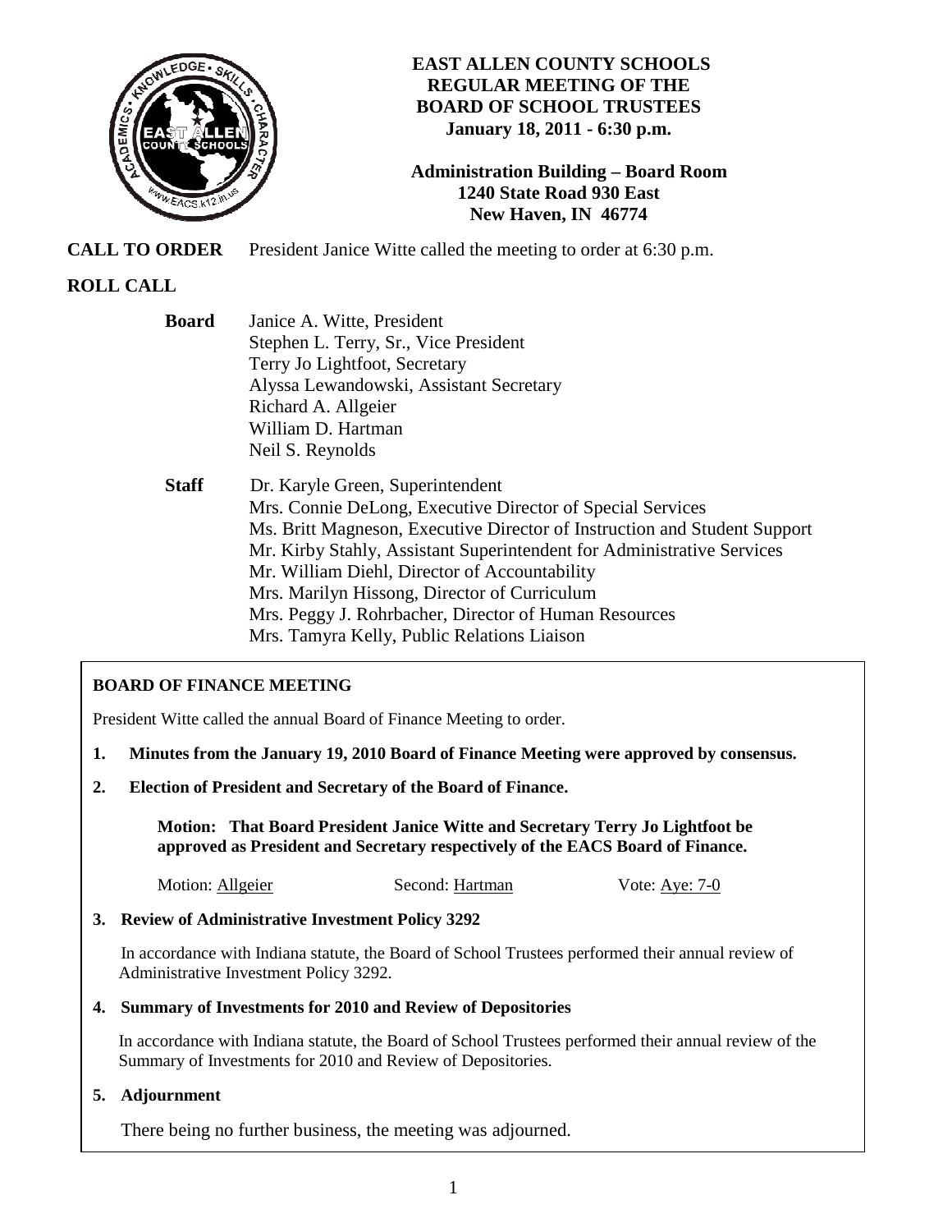# EAST ALLEN COUNTY SCHOOLS
## REGULAR MEETING OF THE BOARD OF SCHOOL TRUSTEES
**January 18, 2011 - 6:30 p.m.**

**Administration Building – Board Room**
**1240 State Road 930 East**
**New Haven, IN 46774**

**CALL TO ORDER** President Janice Witte called the meeting to order at 6:30 p.m.

**ROLL CALL**

**Board**
- Janice A. Witte, President
- Stephen L. Terry, Sr., Vice President
- Terry Jo Lightfoot, Secretary
- Alyssa Lewandowski, Assistant Secretary
- Richard A. Allgeier
- William D. Hartman
- Neil S. Reynolds

**Staff**
- Dr. Karyle Green, Superintendent
- Mrs. Connie DeLong, Executive Director of Special Services
- Ms. Britt Magneson, Executive Director of Instruction and Student Support
- Mr. Kirby Stahly, Assistant Superintendent for Administrative Services
- Mr. William Diehl, Director of Accountability
- Mrs. Marilyn Hissong, Director of Curriculum
- Mrs. Peggy J. Rohrbacher, Director of Human Resources
- Mrs. Tamyra Kelly, Public Relations Liaison

## BOARD OF FINANCE MEETING

President Witte called the annual Board of Finance Meeting to order.

**1. Minutes from the January 19, 2010 Board of Finance Meeting were approved by consensus.**

**2. Election of President and Secretary of the Board of Finance.**

**Motion: That Board President Janice Witte and Secretary Terry Jo Lightfoot be approved as President and Secretary respectively of the EACS Board of Finance.**

Motion: Allgeier Second: Hartman Vote: Aye: 7-0

**3. Review of Administrative Investment Policy 3292**

In accordance with Indiana statute, the Board of School Trustees performed their annual review of Administrative Investment Policy 3292.

**4. Summary of Investments for 2010 and Review of Depositories**

In accordance with Indiana statute, the Board of School Trustees performed their annual review of the Summary of Investments for 2010 and Review of Depositories.

**5. Adjournment**

There being no further business, the meeting was adjourned.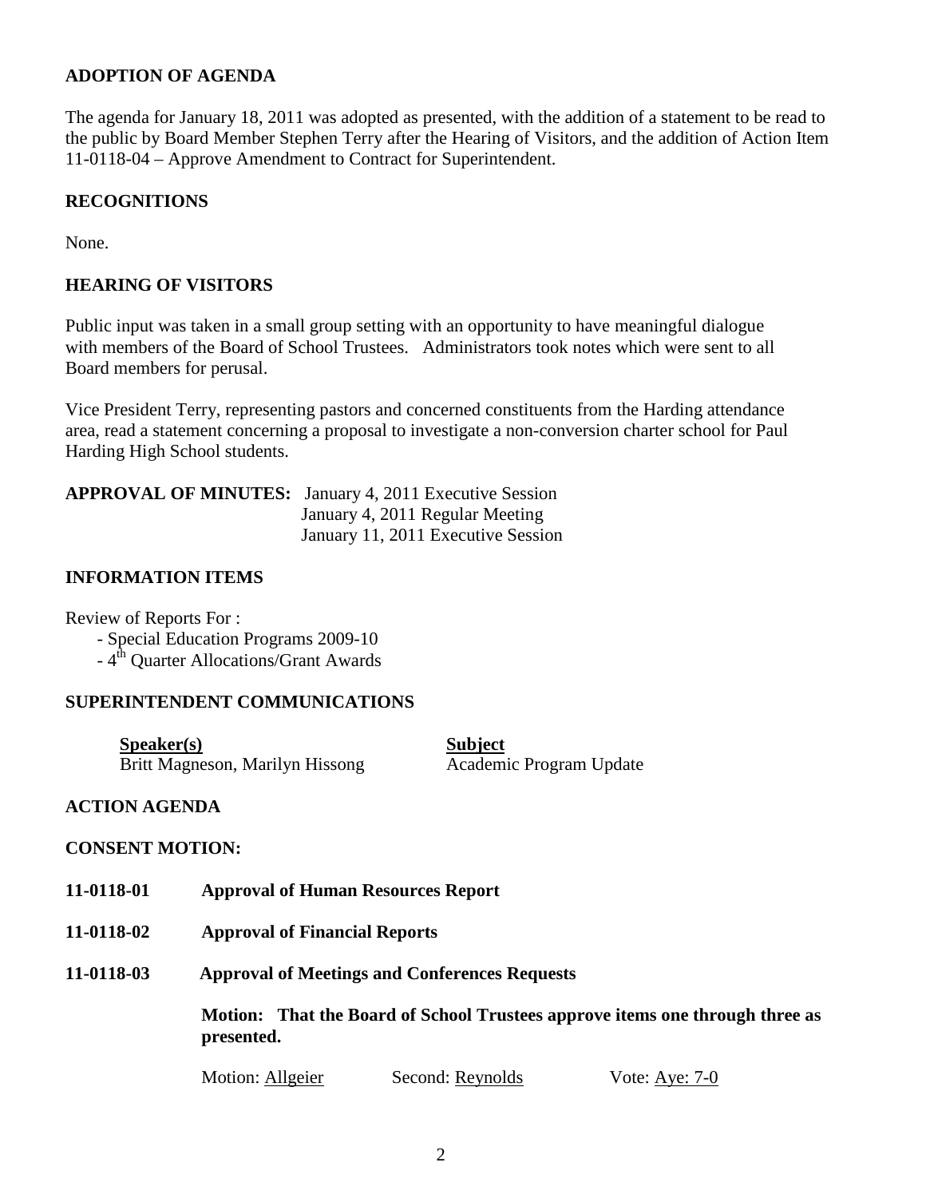## ADOPTION OF AGENDA

The agenda for January 18, 2011 was adopted as presented, with the addition of a statement to be read to the public by Board Member Stephen Terry after the Hearing of Visitors, and the addition of Action Item 11-0118-04 – Approve Amendment to Contract for Superintendent.

## RECOGNITIONS

None.

## HEARING OF VISITORS

Public input was taken in a small group setting with an opportunity to have meaningful dialogue with members of the Board of School Trustees. Administrators took notes which were sent to all Board members for perusal.

Vice President Terry, representing pastors and concerned constituents from the Harding attendance area, read a statement concerning a proposal to investigate a non-conversion charter school for Paul Harding High School students.

**APPROVAL OF MINUTES:** January 4, 2011 Executive Session
January 4, 2011 Regular Meeting
January 11, 2011 Executive Session

## INFORMATION ITEMS

Review of Reports For :

- Special Education Programs 2009-10
- 4th Quarter Allocations/Grant Awards

## SUPERINTENDENT COMMUNICATIONS

| Speaker(s) | Subject |
|---|---|
| Britt Magneson, Marilyn Hissong | Academic Program Update |

## ACTION AGENDA

## CONSENT MOTION:

**11-0118-01 Approval of Human Resources Report**

**11-0118-02 Approval of Financial Reports**

**11-0118-03 Approval of Meetings and Conferences Requests**

**Motion: That the Board of School Trustees approve items one through three as presented.**

Motion: Allgeier Second: Reynolds Vote: Aye: 7-0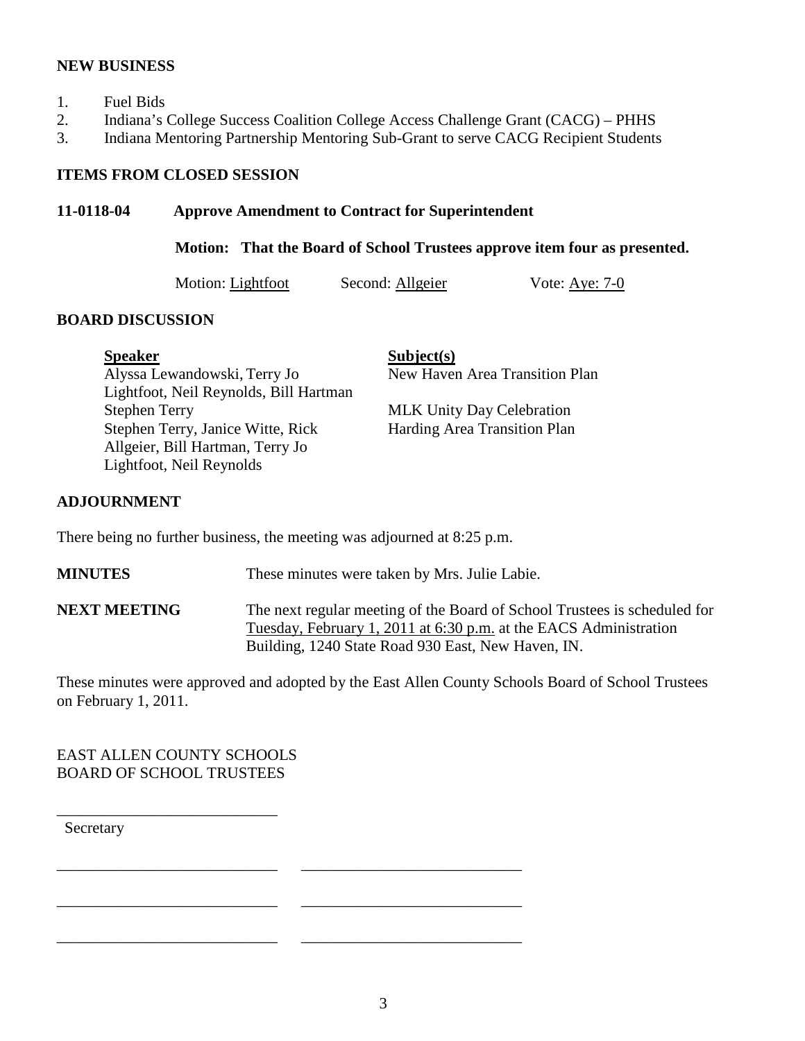## NEW BUSINESS

1. Fuel Bids
2. Indiana's College Success Coalition College Access Challenge Grant (CACG) – PHHS
3. Indiana Mentoring Partnership Mentoring Sub-Grant to serve CACG Recipient Students

## ITEMS FROM CLOSED SESSION

**11-0118-04 Approve Amendment to Contract for Superintendent**

**Motion: That the Board of School Trustees approve item four as presented.**

Motion: Lightfoot Second: Allgeier Vote: Aye: 7-0

## BOARD DISCUSSION

| Speaker | Subject(s) |
|---|---|
| Alyssa Lewandowski, Terry Jo Lightfoot, Neil Reynolds, Bill Hartman | New Haven Area Transition Plan |
| Stephen Terry | MLK Unity Day Celebration |
| Stephen Terry, Janice Witte, Rick Allgeier, Bill Hartman, Terry Jo Lightfoot, Neil Reynolds | Harding Area Transition Plan |

## ADJOURNMENT

There being no further business, the meeting was adjourned at 8:25 p.m.

**MINUTES** These minutes were taken by Mrs. Julie Labie.

**NEXT MEETING** The next regular meeting of the Board of School Trustees is scheduled for Tuesday, February 1, 2011 at 6:30 p.m. at the EACS Administration Building, 1240 State Road 930 East, New Haven, IN.

These minutes were approved and adopted by the East Allen County Schools Board of School Trustees on February 1, 2011.

EAST ALLEN COUNTY SCHOOLS
BOARD OF SCHOOL TRUSTEES

____________________________
Secretary

____________________________ ____________________________

____________________________ ____________________________

____________________________ ____________________________